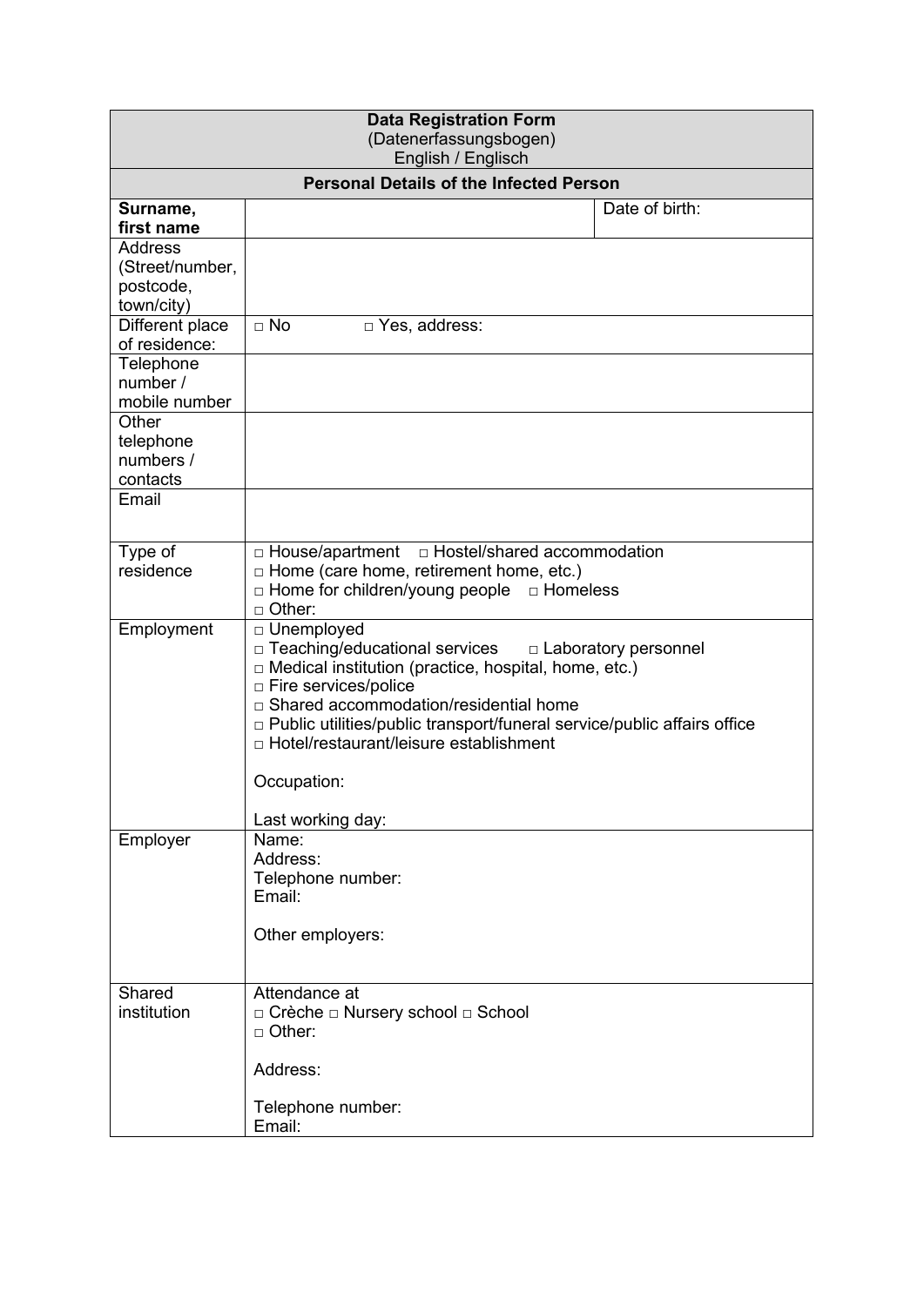| **Data Registration Form**<br>(Datenerfassungsbogen)<br>English / Englisch | | |
|---|---|---|
| **Personal Details of the Infected Person** | | |
| **Surname, first name** | | Date of birth: |
| Address (Street/number, postcode, town/city) | | |
| Different place of residence: | □ No □ Yes, address: | |
| Telephone number / mobile number | | |
| Other telephone numbers / contacts | | |
| Email | | |
| Type of residence | □ House/apartment □ Hostel/shared accommodation<br>□ Home (care home, retirement home, etc.)<br>□ Home for children/young people □ Homeless<br>□ Other: | |
| Employment | □ Unemployed<br>□ Teaching/educational services □ Laboratory personnel<br>□ Medical institution (practice, hospital, home, etc.)<br>□ Fire services/police<br>□ Shared accommodation/residential home<br>□ Public utilities/public transport/funeral service/public affairs office<br>□ Hotel/restaurant/leisure establishment<br><br>Occupation:<br><br>Last working day: | |
| Employer | Name:<br>Address:<br>Telephone number:<br>Email:<br><br>Other employers: | |
| Shared institution | Attendance at<br>□ Crèche □ Nursery school □ School<br>□ Other:<br><br>Address:<br><br>Telephone number:<br>Email: | |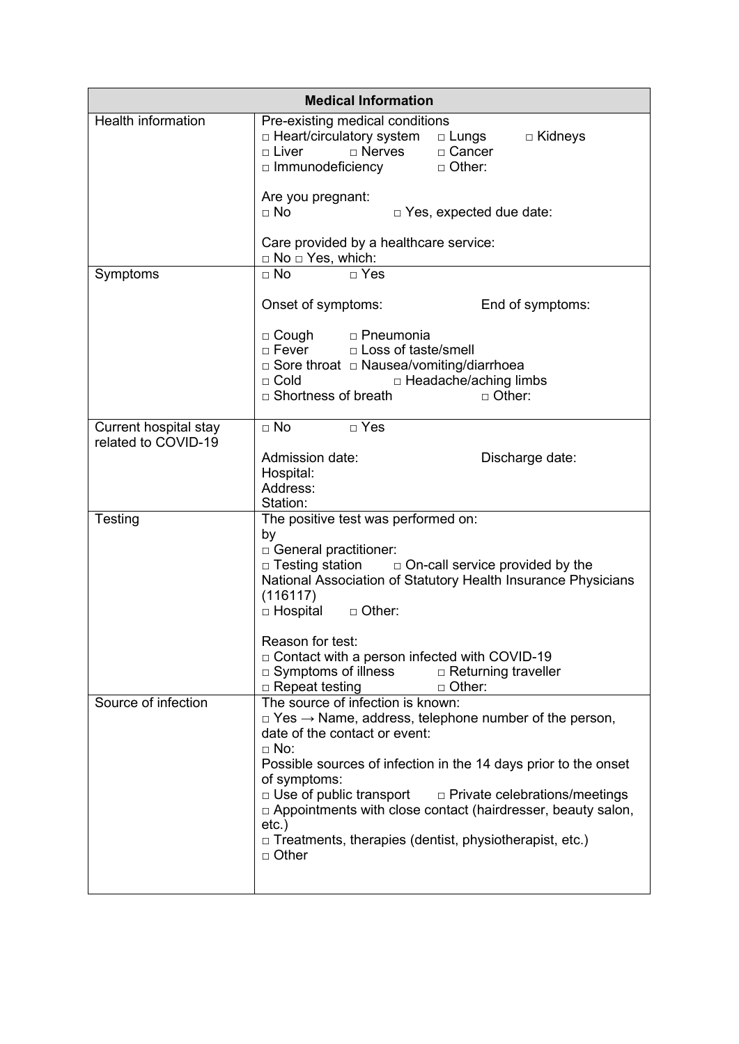| Medical Information | |
|---|---|
| Health information | Pre-existing medical conditions<br>□ Heart/circulatory system □ Lungs □ Kidneys<br>□ Liver □ Nerves □ Cancer<br>□ Immunodeficiency □ Other:<br><br>Are you pregnant:<br>□ No □ Yes, expected due date:<br><br>Care provided by a healthcare service:<br>□ No □ Yes, which: |
| Symptoms | □ No □ Yes<br><br>Onset of symptoms: End of symptoms:<br><br>□ Cough □ Pneumonia<br>□ Fever □ Loss of taste/smell<br>□ Sore throat □ Nausea/vomiting/diarrhoea<br>□ Cold □ Headache/aching limbs<br>□ Shortness of breath □ Other: |
| Current hospital stay related to COVID-19 | □ No □ Yes<br><br>Admission date: Discharge date:<br>Hospital:<br>Address:<br>Station: |
| Testing | The positive test was performed on:<br>by<br>□ General practitioner:<br>□ Testing station □ On-call service provided by the National Association of Statutory Health Insurance Physicians (116117)<br>□ Hospital □ Other:<br><br>Reason for test:<br>□ Contact with a person infected with COVID-19<br>□ Symptoms of illness □ Returning traveller<br>□ Repeat testing □ Other: |
| Source of infection | The source of infection is known:<br>□ Yes → Name, address, telephone number of the person, date of the contact or event:<br>□ No:<br>Possible sources of infection in the 14 days prior to the onset of symptoms:<br>□ Use of public transport □ Private celebrations/meetings<br>□ Appointments with close contact (hairdresser, beauty salon, etc.)<br>□ Treatments, therapies (dentist, physiotherapist, etc.)<br>□ Other |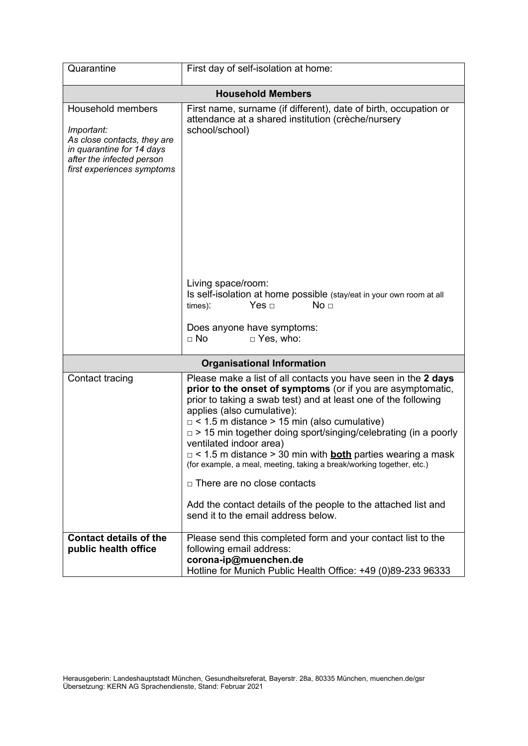| Quarantine | First day of self-isolation at home: |
|---|---|
| **Household Members** | |
| Household members<br><br>*Important:*<br>*As close contacts, they are in quarantine for 14 days after the infected person first experiences symptoms* | First name, surname (if different), date of birth, occupation or attendance at a shared institution (crèche/nursery school/school)<br><br><br><br>Living space/room:<br>Is self-isolation at home possible (stay/eat in your own room at all times): Yes □ No □<br><br>Does anyone have symptoms:<br>□ No □ Yes, who: |
| **Organisational Information** | |
| Contact tracing | Please make a list of all contacts you have seen in the **2 days prior to the onset of symptoms** (or if you are asymptomatic, prior to taking a swab test) and at least one of the following applies (also cumulative):<br>□ < 1.5 m distance > 15 min (also cumulative)<br>□ > 15 min together doing sport/singing/celebrating (in a poorly ventilated indoor area)<br>□ < 1.5 m distance > 30 min with **both** parties wearing a mask (for example, a meal, meeting, taking a break/working together, etc.)<br><br>□ There are no close contacts<br><br>Add the contact details of the people to the attached list and send it to the email address below. |
| **Contact details of the public health office** | Please send this completed form and your contact list to the following email address:<br>**corona-ip@muenchen.de**<br>Hotline for Munich Public Health Office: +49 (0)89-233 96333 |

Herausgeberin: Landeshauptstadt München, Gesundheitsreferat, Bayerstr. 28a, 80335 München, muenchen.de/gsr
Übersetzung: KERN AG Sprachendienste, Stand: Februar 2021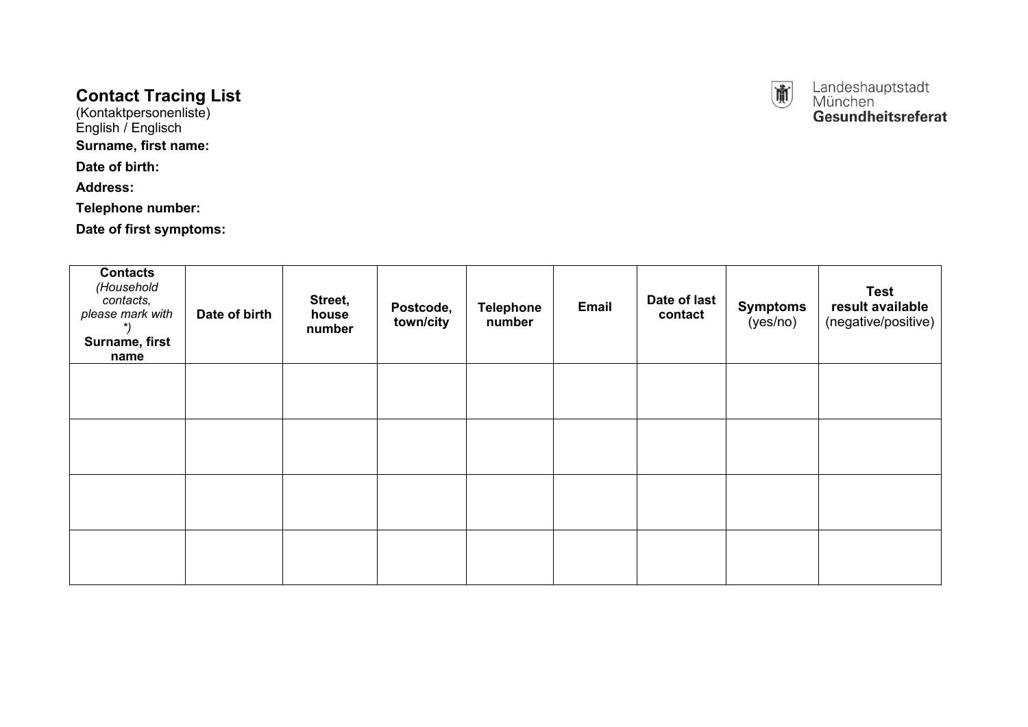Landeshauptstadt
München
**Gesundheitsreferat**

# Contact Tracing List

(Kontaktpersonenliste)
English / Englisch

**Surname, first name:**

**Date of birth:**

**Address:**

**Telephone number:**

**Date of first symptoms:**

| **Contacts** *(Household contacts, please mark with *)* **Surname, first name** | **Date of birth** | **Street, house number** | **Postcode, town/city** | **Telephone number** | **Email** | **Date of last contact** | **Symptoms** (yes/no) | **Test result available** (negative/positive) |
|---|---|---|---|---|---|---|---|---|
| | | | | | | | | |
| | | | | | | | | |
| | | | | | | | | |
| | | | | | | | | |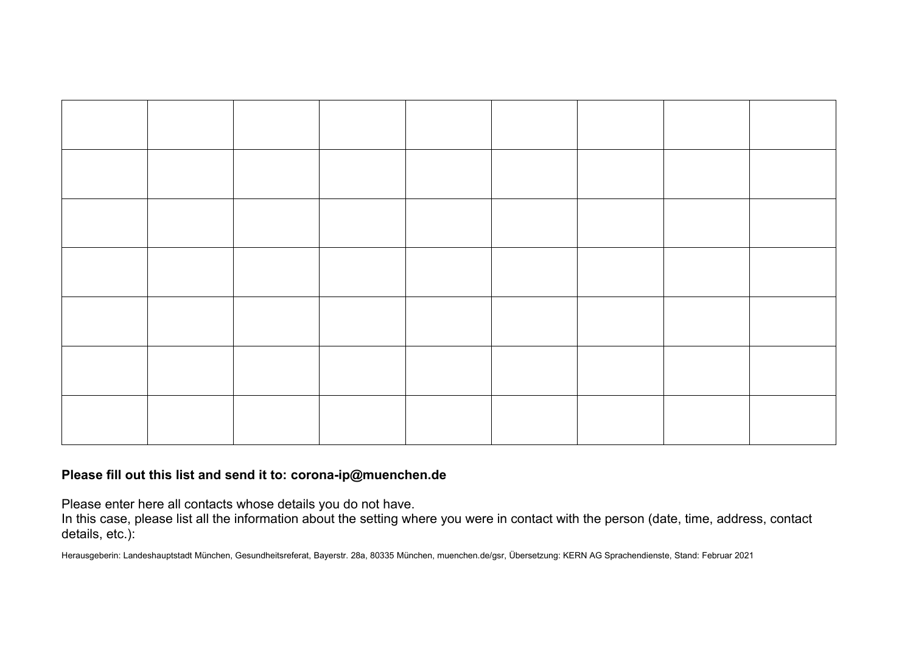| | | | | | | | | |
|---|---|---|---|---|---|---|---|---|
| | | | | | | | | |
| | | | | | | | | |
| | | | | | | | | |
| | | | | | | | | |
| | | | | | | | | |
| | | | | | | | | |

**Please fill out this list and send it to: corona-ip@muenchen.de**

Please enter here all contacts whose details you do not have.
In this case, please list all the information about the setting where you were in contact with the person (date, time, address, contact details, etc.):

Herausgeberin: Landeshauptstadt München, Gesundheitsreferat, Bayerstr. 28a, 80335 München, muenchen.de/gsr, Übersetzung: KERN AG Sprachendienste, Stand: Februar 2021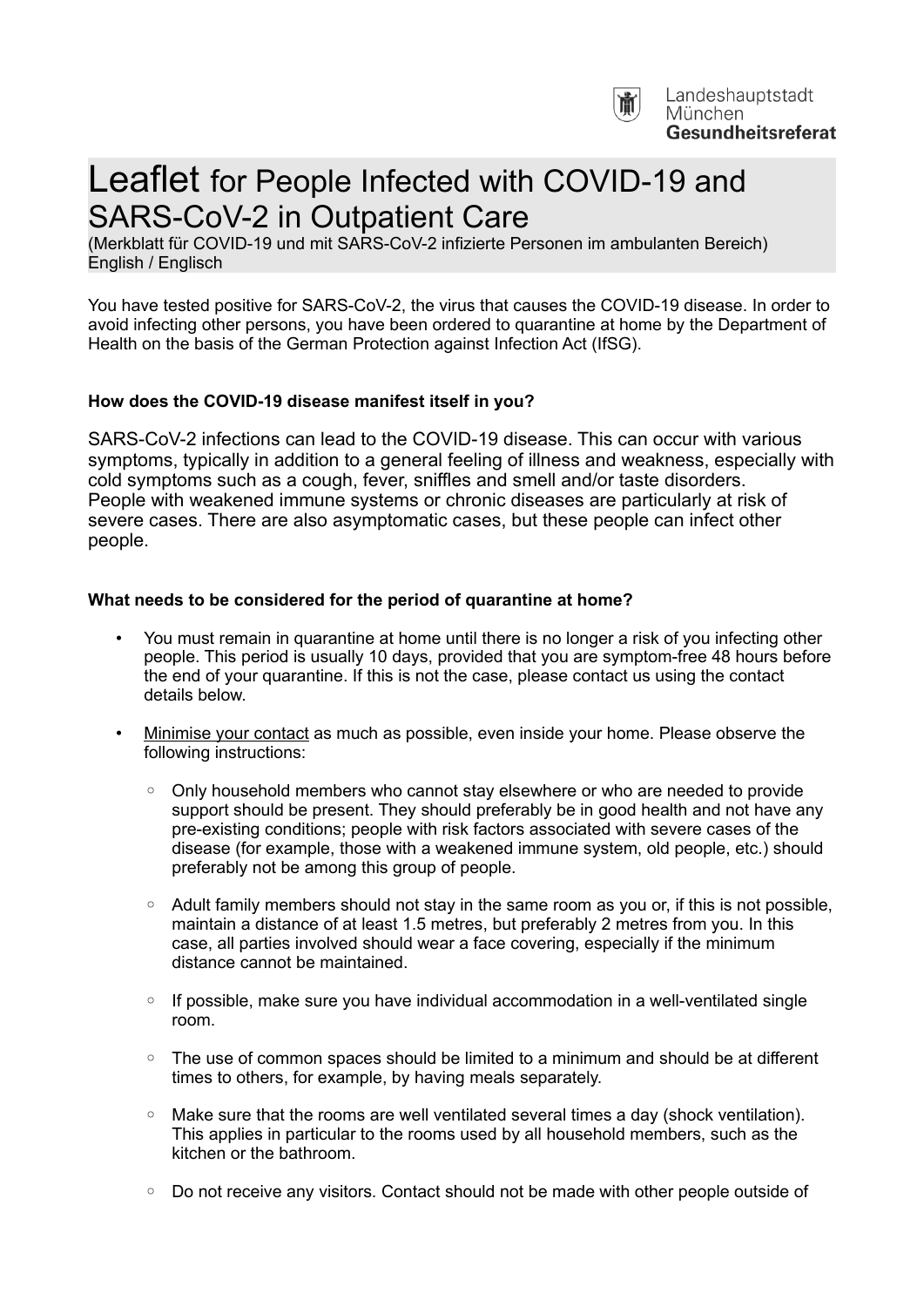Landeshauptstadt
München
**Gesundheitsreferat**

# Leaflet for People Infected with COVID-19 and SARS-CoV-2 in Outpatient Care

(Merkblatt für COVID-19 und mit SARS-CoV-2 infizierte Personen im ambulanten Bereich)
English / Englisch

You have tested positive for SARS-CoV-2, the virus that causes the COVID-19 disease. In order to avoid infecting other persons, you have been ordered to quarantine at home by the Department of Health on the basis of the German Protection against Infection Act (IfSG).

**How does the COVID-19 disease manifest itself in you?**

SARS-CoV-2 infections can lead to the COVID-19 disease. This can occur with various symptoms, typically in addition to a general feeling of illness and weakness, especially with cold symptoms such as a cough, fever, sniffles and smell and/or taste disorders.
People with weakened immune systems or chronic diseases are particularly at risk of severe cases. There are also asymptomatic cases, but these people can infect other people.

**What needs to be considered for the period of quarantine at home?**

- You must remain in quarantine at home until there is no longer a risk of you infecting other people. This period is usually 10 days, provided that you are symptom-free 48 hours before the end of your quarantine. If this is not the case, please contact us using the contact details below.
- Minimise your contact as much as possible, even inside your home. Please observe the following instructions:
  - Only household members who cannot stay elsewhere or who are needed to provide support should be present. They should preferably be in good health and not have any pre-existing conditions; people with risk factors associated with severe cases of the disease (for example, those with a weakened immune system, old people, etc.) should preferably not be among this group of people.
  - Adult family members should not stay in the same room as you or, if this is not possible, maintain a distance of at least 1.5 metres, but preferably 2 metres from you. In this case, all parties involved should wear a face covering, especially if the minimum distance cannot be maintained.
  - If possible, make sure you have individual accommodation in a well-ventilated single room.
  - The use of common spaces should be limited to a minimum and should be at different times to others, for example, by having meals separately.
  - Make sure that the rooms are well ventilated several times a day (shock ventilation). This applies in particular to the rooms used by all household members, such as the kitchen or the bathroom.
  - Do not receive any visitors. Contact should not be made with other people outside of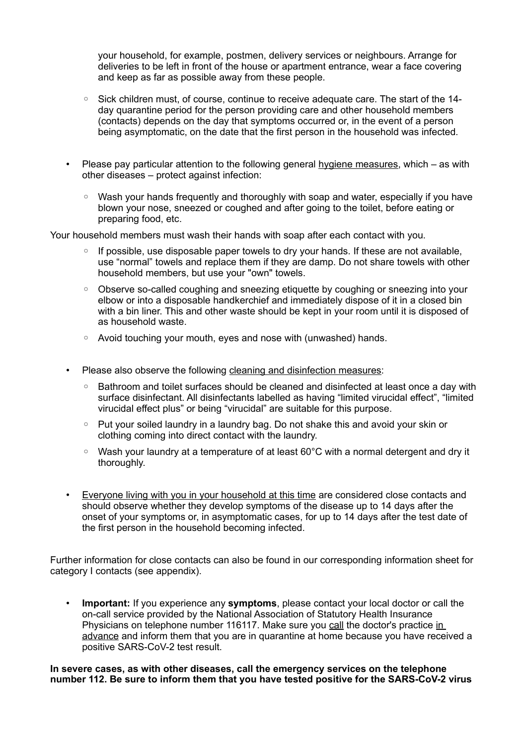your household, for example, postmen, delivery services or neighbours. Arrange for deliveries to be left in front of the house or apartment entrance, wear a face covering and keep as far as possible away from these people.

  - Sick children must, of course, continue to receive adequate care. The start of the 14-day quarantine period for the person providing care and other household members (contacts) depends on the day that symptoms occurred or, in the event of a person being asymptomatic, on the date that the first person in the household was infected.

- Please pay particular attention to the following general hygiene measures, which – as with other diseases – protect against infection:

  - Wash your hands frequently and thoroughly with soap and water, especially if you have blown your nose, sneezed or coughed and after going to the toilet, before eating or preparing food, etc.

Your household members must wash their hands with soap after each contact with you.

  - If possible, use disposable paper towels to dry your hands. If these are not available, use "normal" towels and replace them if they are damp. Do not share towels with other household members, but use your "own" towels.
  - Observe so-called coughing and sneezing etiquette by coughing or sneezing into your elbow or into a disposable handkerchief and immediately dispose of it in a closed bin with a bin liner. This and other waste should be kept in your room until it is disposed of as household waste.
  - Avoid touching your mouth, eyes and nose with (unwashed) hands.

- Please also observe the following cleaning and disinfection measures:

  - Bathroom and toilet surfaces should be cleaned and disinfected at least once a day with surface disinfectant. All disinfectants labelled as having "limited virucidal effect", "limited virucidal effect plus" or being "virucidal" are suitable for this purpose.
  - Put your soiled laundry in a laundry bag. Do not shake this and avoid your skin or clothing coming into direct contact with the laundry.
  - Wash your laundry at a temperature of at least 60°C with a normal detergent and dry it thoroughly.

- Everyone living with you in your household at this time are considered close contacts and should observe whether they develop symptoms of the disease up to 14 days after the onset of your symptoms or, in asymptomatic cases, for up to 14 days after the test date of the first person in the household becoming infected.

Further information for close contacts can also be found in our corresponding information sheet for category I contacts (see appendix).

- **Important:** If you experience any **symptoms**, please contact your local doctor or call the on-call service provided by the National Association of Statutory Health Insurance Physicians on telephone number 116117. Make sure you call the doctor's practice in advance and inform them that you are in quarantine at home because you have received a positive SARS-CoV-2 test result.

**In severe cases, as with other diseases, call the emergency services on the telephone number 112. Be sure to inform them that you have tested positive for the SARS-CoV-2 virus**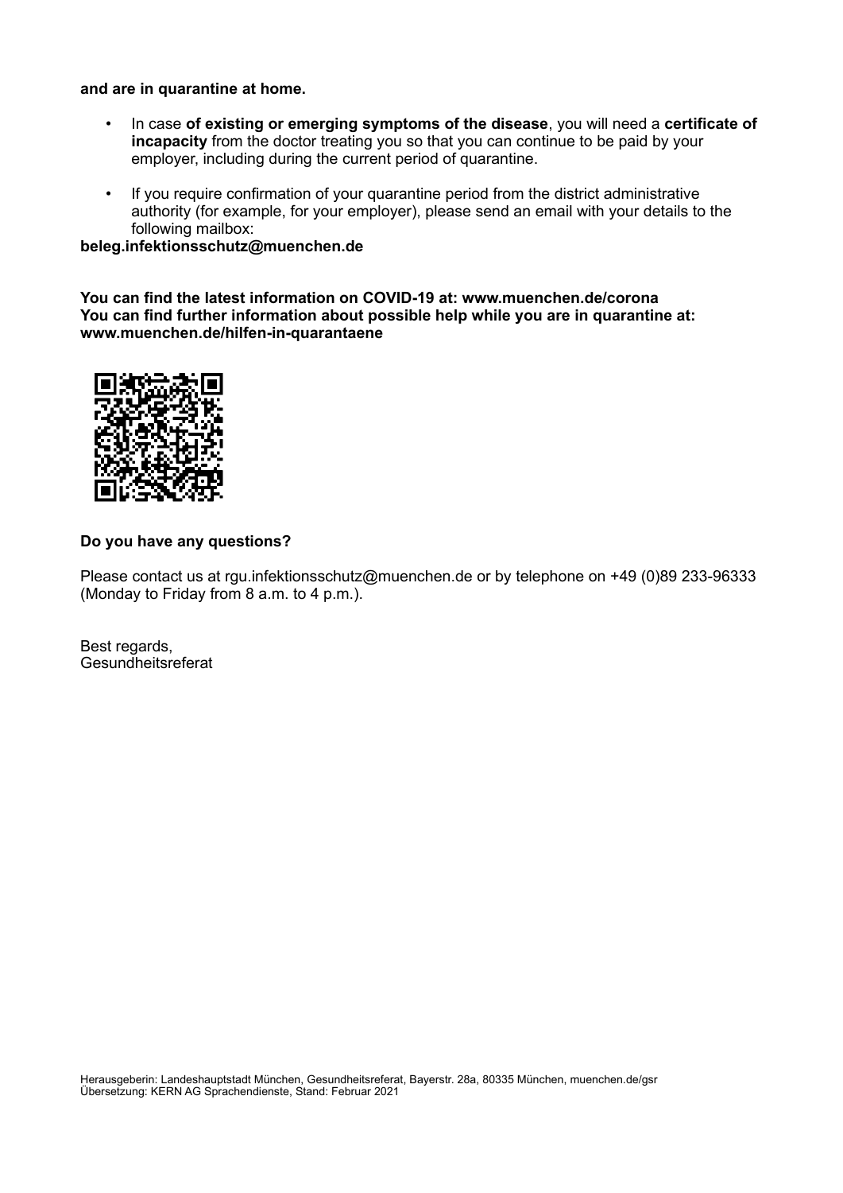**and are in quarantine at home.**

- In case **of existing or emerging symptoms of the disease**, you will need a **certificate of incapacity** from the doctor treating you so that you can continue to be paid by your employer, including during the current period of quarantine.
- If you require confirmation of your quarantine period from the district administrative authority (for example, for your employer), please send an email with your details to the following mailbox:

**beleg.infektionsschutz@muenchen.de**

**You can find the latest information on COVID-19 at: www.muenchen.de/corona**
**You can find further information about possible help while you are in quarantine at: www.muenchen.de/hilfen-in-quarantaene**

**Do you have any questions?**

Please contact us at rgu.infektionsschutz@muenchen.de or by telephone on +49 (0)89 233-96333 (Monday to Friday from 8 a.m. to 4 p.m.).

Best regards,
Gesundheitsreferat

Herausgeberin: Landeshauptstadt München, Gesundheitsreferat, Bayerstr. 28a, 80335 München, muenchen.de/gsr
Übersetzung: KERN AG Sprachendienste, Stand: Februar 2021